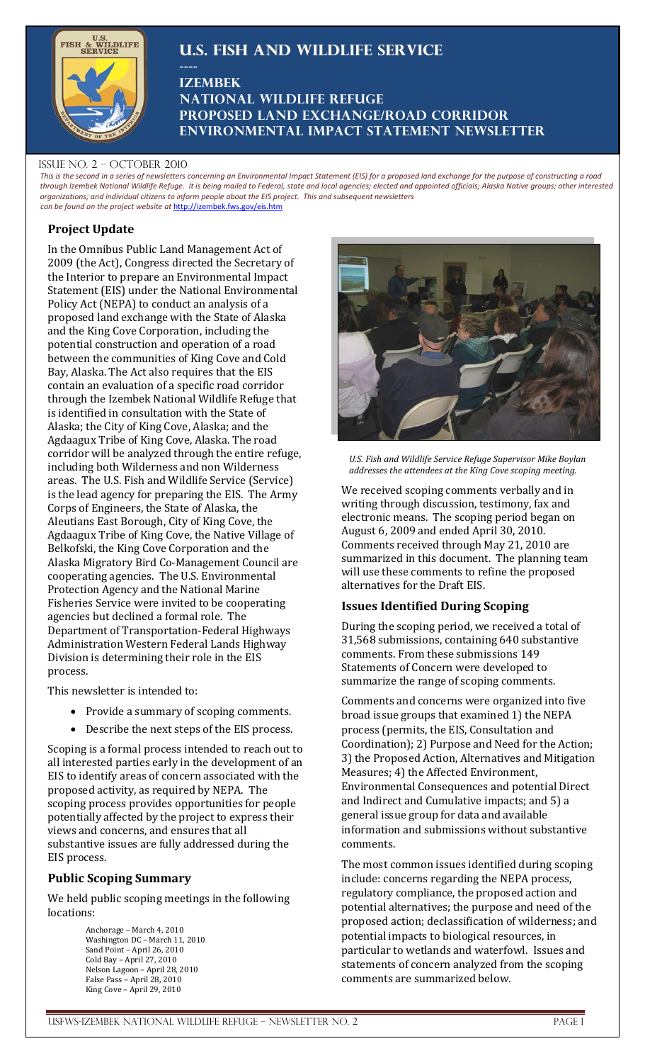# U.S. Fish and Wildlife Service

----

## Izembek National Wildlife Refuge Proposed Land Exchange/Road Corridor Environmental Impact Statement Newsletter

Issue No. 2 – October 2010

*This is the second in a series of newsletters concerning an Environmental Impact Statement (EIS) for a proposed land exchange for the purpose of constructing a road through Izembek National Wildlife Refuge. It is being mailed to Federal, state and local agencies; elected and appointed officials; Alaska Native groups; other interested organizations; and individual citizens to inform people about the EIS project. This and subsequent newsletters can be found on the project website at* http://izembek.fws.gov/eis.htm

### Project Update

In the Omnibus Public Land Management Act of 2009 (the Act), Congress directed the Secretary of the Interior to prepare an Environmental Impact Statement (EIS) under the National Environmental Policy Act (NEPA) to conduct an analysis of a proposed land exchange with the State of Alaska and the King Cove Corporation, including the potential construction and operation of a road between the communities of King Cove and Cold Bay, Alaska. The Act also requires that the EIS contain an evaluation of a specific road corridor through the Izembek National Wildlife Refuge that is identified in consultation with the State of Alaska; the City of King Cove, Alaska; and the Agdaagux Tribe of King Cove, Alaska. The road corridor will be analyzed through the entire refuge, including both Wilderness and non Wilderness areas. The U.S. Fish and Wildlife Service (Service) is the lead agency for preparing the EIS. The Army Corps of Engineers, the State of Alaska, the Aleutians East Borough, City of King Cove, the Agdaagux Tribe of King Cove, the Native Village of Belkofski, the King Cove Corporation and the Alaska Migratory Bird Co-Management Council are cooperating agencies. The U.S. Environmental Protection Agency and the National Marine Fisheries Service were invited to be cooperating agencies but declined a formal role. The Department of Transportation-Federal Highways Administration Western Federal Lands Highway Division is determining their role in the EIS process.

This newsletter is intended to:

- Provide a summary of scoping comments.
- Describe the next steps of the EIS process.

Scoping is a formal process intended to reach out to all interested parties early in the development of an EIS to identify areas of concern associated with the proposed activity, as required by NEPA. The scoping process provides opportunities for people potentially affected by the project to express their views and concerns, and ensures that all substantive issues are fully addressed during the EIS process.

### Public Scoping Summary

We held public scoping meetings in the following locations:

Anchorage – March 4, 2010
Washington DC – March 11, 2010
Sand Point – April 26, 2010
Cold Bay – April 27, 2010
Nelson Lagoon – April 28, 2010
False Pass – April 28, 2010
King Cove – April 29, 2010

*U.S. Fish and Wildlife Service Refuge Supervisor Mike Boylan addresses the attendees at the King Cove scoping meeting.*

We received scoping comments verbally and in writing through discussion, testimony, fax and electronic means. The scoping period began on August 6, 2009 and ended April 30, 2010. Comments received through May 21, 2010 are summarized in this document. The planning team will use these comments to refine the proposed alternatives for the Draft EIS.

### Issues Identified During Scoping

During the scoping period, we received a total of 31,568 submissions, containing 640 substantive comments. From these submissions 149 Statements of Concern were developed to summarize the range of scoping comments.

Comments and concerns were organized into five broad issue groups that examined 1) the NEPA process (permits, the EIS, Consultation and Coordination); 2) Purpose and Need for the Action; 3) the Proposed Action, Alternatives and Mitigation Measures; 4) the Affected Environment, Environmental Consequences and potential Direct and Indirect and Cumulative impacts; and 5) a general issue group for data and available information and submissions without substantive comments.

The most common issues identified during scoping include: concerns regarding the NEPA process, regulatory compliance, the proposed action and potential alternatives; the purpose and need of the proposed action; declassification of wilderness; and potential impacts to biological resources, in particular to wetlands and waterfowl. Issues and statements of concern analyzed from the scoping comments are summarized below.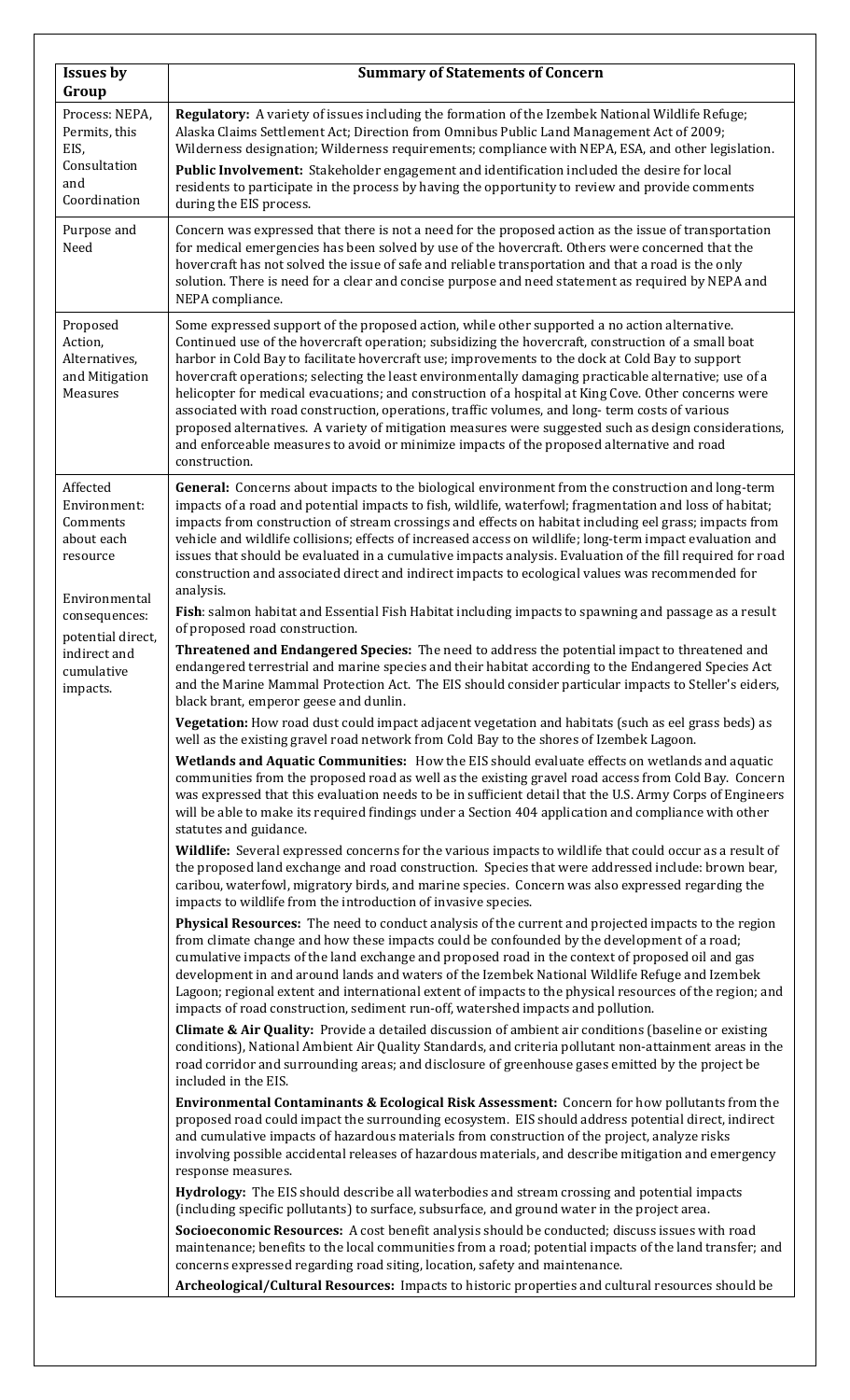| Issues by Group | Summary of Statements of Concern |
|---|---|
| Process: NEPA, Permits, this EIS, Consultation and Coordination | **Regulatory:** A variety of issues including the formation of the Izembek National Wildlife Refuge; Alaska Claims Settlement Act; Direction from Omnibus Public Land Management Act of 2009; Wilderness designation; Wilderness requirements; compliance with NEPA, ESA, and other legislation.<br>**Public Involvement:** Stakeholder engagement and identification included the desire for local residents to participate in the process by having the opportunity to review and provide comments during the EIS process. |
| Purpose and Need | Concern was expressed that there is not a need for the proposed action as the issue of transportation for medical emergencies has been solved by use of the hovercraft. Others were concerned that the hovercraft has not solved the issue of safe and reliable transportation and that a road is the only solution. There is need for a clear and concise purpose and need statement as required by NEPA and NEPA compliance. |
| Proposed Action, Alternatives, and Mitigation Measures | Some expressed support of the proposed action, while other supported a no action alternative. Continued use of the hovercraft operation; subsidizing the hovercraft, construction of a small boat harbor in Cold Bay to facilitate hovercraft use; improvements to the dock at Cold Bay to support hovercraft operations; selecting the least environmentally damaging practicable alternative; use of a helicopter for medical evacuations; and construction of a hospital at King Cove. Other concerns were associated with road construction, operations, traffic volumes, and long- term costs of various proposed alternatives. A variety of mitigation measures were suggested such as design considerations, and enforceable measures to avoid or minimize impacts of the proposed alternative and road construction. |
| Affected Environment: Comments about each resource<br><br>Environmental consequences: potential direct, indirect and cumulative impacts. | **General:** Concerns about impacts to the biological environment from the construction and long-term impacts of a road and potential impacts to fish, wildlife, waterfowl; fragmentation and loss of habitat; impacts from construction of stream crossings and effects on habitat including eel grass; impacts from vehicle and wildlife collisions; effects of increased access on wildlife; long-term impact evaluation and issues that should be evaluated in a cumulative impacts analysis. Evaluation of the fill required for road construction and associated direct and indirect impacts to ecological values was recommended for analysis.<br>**Fish**: salmon habitat and Essential Fish Habitat including impacts to spawning and passage as a result of proposed road construction.<br>**Threatened and Endangered Species:** The need to address the potential impact to threatened and endangered terrestrial and marine species and their habitat according to the Endangered Species Act and the Marine Mammal Protection Act. The EIS should consider particular impacts to Steller's eiders, black brant, emperor geese and dunlin.<br>**Vegetation:** How road dust could impact adjacent vegetation and habitats (such as eel grass beds) as well as the existing gravel road network from Cold Bay to the shores of Izembek Lagoon.<br>**Wetlands and Aquatic Communities:** How the EIS should evaluate effects on wetlands and aquatic communities from the proposed road as well as the existing gravel road access from Cold Bay. Concern was expressed that this evaluation needs to be in sufficient detail that the U.S. Army Corps of Engineers will be able to make its required findings under a Section 404 application and compliance with other statutes and guidance.<br>**Wildlife:** Several expressed concerns for the various impacts to wildlife that could occur as a result of the proposed land exchange and road construction. Species that were addressed include: brown bear, caribou, waterfowl, migratory birds, and marine species. Concern was also expressed regarding the impacts to wildlife from the introduction of invasive species.<br>**Physical Resources:** The need to conduct analysis of the current and projected impacts to the region from climate change and how these impacts could be confounded by the development of a road; cumulative impacts of the land exchange and proposed road in the context of proposed oil and gas development in and around lands and waters of the Izembek National Wildlife Refuge and Izembek Lagoon; regional extent and international extent of impacts to the physical resources of the region; and impacts of road construction, sediment run-off, watershed impacts and pollution.<br>**Climate & Air Quality:** Provide a detailed discussion of ambient air conditions (baseline or existing conditions), National Ambient Air Quality Standards, and criteria pollutant non-attainment areas in the road corridor and surrounding areas; and disclosure of greenhouse gases emitted by the project be included in the EIS.<br>**Environmental Contaminants & Ecological Risk Assessment:** Concern for how pollutants from the proposed road could impact the surrounding ecosystem. EIS should address potential direct, indirect and cumulative impacts of hazardous materials from construction of the project, analyze risks involving possible accidental releases of hazardous materials, and describe mitigation and emergency response measures.<br>**Hydrology:** The EIS should describe all waterbodies and stream crossing and potential impacts (including specific pollutants) to surface, subsurface, and ground water in the project area.<br>**Socioeconomic Resources:** A cost benefit analysis should be conducted; discuss issues with road maintenance; benefits to the local communities from a road; potential impacts of the land transfer; and concerns expressed regarding road siting, location, safety and maintenance.<br>**Archeological/Cultural Resources:** Impacts to historic properties and cultural resources should be |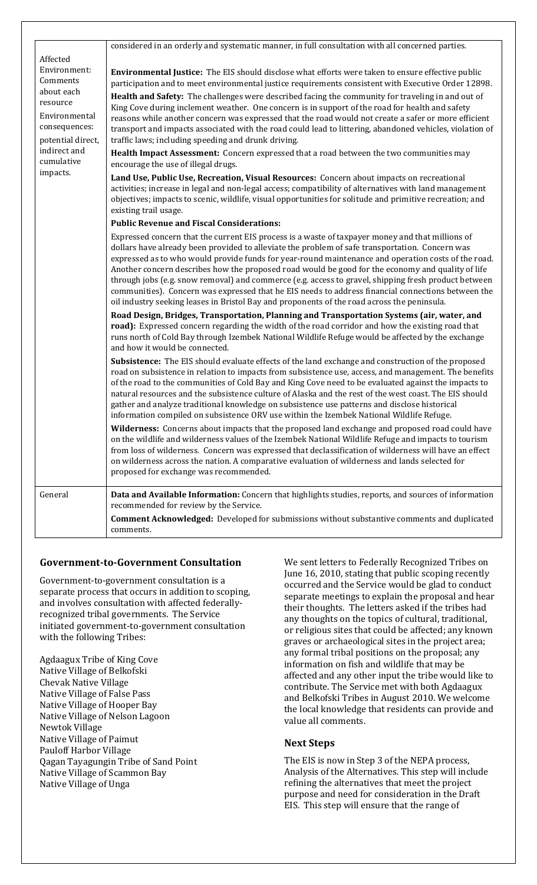| | |
|---|---|
| | considered in an orderly and systematic manner, in full consultation with all concerned parties. |
| Affected Environment: Comments about each resource Environmental consequences: potential direct, indirect and cumulative impacts. | **Environmental Justice:** The EIS should disclose what efforts were taken to ensure effective public participation and to meet environmental justice requirements consistent with Executive Order 12898.<br>**Health and Safety:** The challenges were described facing the community for traveling in and out of King Cove during inclement weather. One concern is in support of the road for health and safety reasons while another concern was expressed that the road would not create a safer or more efficient transport and impacts associated with the road could lead to littering, abandoned vehicles, violation of traffic laws; including speeding and drunk driving.<br>**Health Impact Assessment:** Concern expressed that a road between the two communities may encourage the use of illegal drugs.<br>**Land Use, Public Use, Recreation, Visual Resources:** Concern about impacts on recreational activities; increase in legal and non-legal access; compatibility of alternatives with land management objectives; impacts to scenic, wildlife, visual opportunities for solitude and primitive recreation; and existing trail usage.<br>**Public Revenue and Fiscal Considerations:**<br>Expressed concern that the current EIS process is a waste of taxpayer money and that millions of dollars have already been provided to alleviate the problem of safe transportation. Concern was expressed as to who would provide funds for year-round maintenance and operation costs of the road. Another concern describes how the proposed road would be good for the economy and quality of life through jobs (e.g. snow removal) and commerce (e.g. access to gravel, shipping fresh product between communities). Concern was expressed that he EIS needs to address financial connections between the oil industry seeking leases in Bristol Bay and proponents of the road across the peninsula.<br>**Road Design, Bridges, Transportation, Planning and Transportation Systems (air, water, and road):** Expressed concern regarding the width of the road corridor and how the existing road that runs north of Cold Bay through Izembek National Wildlife Refuge would be affected by the exchange and how it would be connected.<br>**Subsistence:** The EIS should evaluate effects of the land exchange and construction of the proposed road on subsistence in relation to impacts from subsistence use, access, and management. The benefits of the road to the communities of Cold Bay and King Cove need to be evaluated against the impacts to natural resources and the subsistence culture of Alaska and the rest of the west coast. The EIS should gather and analyze traditional knowledge on subsistence use patterns and disclose historical information compiled on subsistence ORV use within the Izembek National Wildlife Refuge.<br>**Wilderness:** Concerns about impacts that the proposed land exchange and proposed road could have on the wildlife and wilderness values of the Izembek National Wildlife Refuge and impacts to tourism from loss of wilderness. Concern was expressed that declassification of wilderness will have an effect on wilderness across the nation. A comparative evaluation of wilderness and lands selected for proposed for exchange was recommended. |
| General | **Data and Available Information:** Concern that highlights studies, reports, and sources of information recommended for review by the Service.<br>**Comment Acknowledged:** Developed for submissions without substantive comments and duplicated comments. |

## Government-to-Government Consultation

Government-to-government consultation is a separate process that occurs in addition to scoping, and involves consultation with affected federally-recognized tribal governments. The Service initiated government-to-government consultation with the following Tribes:

Agdaagux Tribe of King Cove
Native Village of Belkofski
Chevak Native Village
Native Village of False Pass
Native Village of Hooper Bay
Native Village of Nelson Lagoon
Newtok Village
Native Village of Paimut
Pauloff Harbor Village
Qagan Tayagungin Tribe of Sand Point
Native Village of Scammon Bay
Native Village of Unga

We sent letters to Federally Recognized Tribes on June 16, 2010, stating that public scoping recently occurred and the Service would be glad to conduct separate meetings to explain the proposal and hear their thoughts. The letters asked if the tribes had any thoughts on the topics of cultural, traditional, or religious sites that could be affected; any known graves or archaeological sites in the project area; any formal tribal positions on the proposal; any information on fish and wildlife that may be affected and any other input the tribe would like to contribute. The Service met with both Agdaagux and Belkofski Tribes in August 2010. We welcome the local knowledge that residents can provide and value all comments.

## Next Steps

The EIS is now in Step 3 of the NEPA process, Analysis of the Alternatives. This step will include refining the alternatives that meet the project purpose and need for consideration in the Draft EIS. This step will ensure that the range of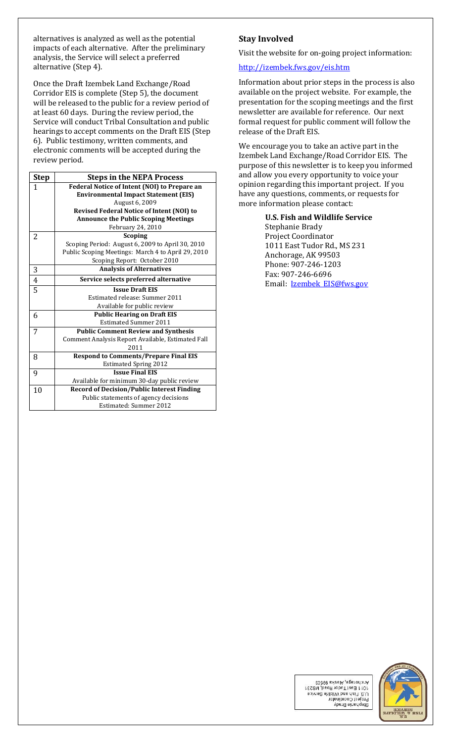alternatives is analyzed as well as the potential impacts of each alternative. After the preliminary analysis, the Service will select a preferred alternative (Step 4).

Once the Draft Izembek Land Exchange/Road Corridor EIS is complete (Step 5), the document will be released to the public for a review period of at least 60 days. During the review period, the Service will conduct Tribal Consultation and public hearings to accept comments on the Draft EIS (Step 6). Public testimony, written comments, and electronic comments will be accepted during the review period.

| Step | Steps in the NEPA Process |
|---|---|
| 1 | **Federal Notice of Intent (NOI) to Prepare an Environmental Impact Statement (EIS)**<br>August 6, 2009<br>**Revised Federal Notice of Intent (NOI) to Announce the Public Scoping Meetings**<br>February 24, 2010 |
| 2 | **Scoping**<br>Scoping Period: August 6, 2009 to April 30, 2010<br>Public Scoping Meetings: March 4 to April 29, 2010<br>Scoping Report: October 2010 |
| 3 | **Analysis of Alternatives** |
| 4 | **Service selects preferred alternative** |
| 5 | **Issue Draft EIS**<br>Estimated release: Summer 2011<br>Available for public review |
| 6 | **Public Hearing on Draft EIS**<br>Estimated Summer 2011 |
| 7 | **Public Comment Review and Synthesis**<br>Comment Analysis Report Available, Estimated Fall 2011 |
| 8 | **Respond to Comments/Prepare Final EIS**<br>Estimated Spring 2012 |
| 9 | **Issue Final EIS**<br>Available for minimum 30-day public review |
| 10 | **Record of Decision/Public Interest Finding**<br>Public statements of agency decisions<br>Estimated: Summer 2012 |

## Stay Involved

Visit the website for on-going project information:

http://izembek.fws.gov/eis.htm

Information about prior steps in the process is also available on the project website. For example, the presentation for the scoping meetings and the first newsletter are available for reference. Our next formal request for public comment will follow the release of the Draft EIS.

We encourage you to take an active part in the Izembek Land Exchange/Road Corridor EIS. The purpose of this newsletter is to keep you informed and allow you every opportunity to voice your opinion regarding this important project. If you have any questions, comments, or requests for more information please contact:

**U.S. Fish and Wildlife Service**
Stephanie Brady
Project Coordinator
1011 East Tudor Rd., MS 231
Anchorage, AK 99503
Phone: 907-246-1203
Fax: 907-246-6696
Email: Izembek_EIS@fws.gov

Stephanie Brady
Project Coordinator
U.S. Fish and Wildlife Service
1011 East Tudor Road, MS231
Anchorage, Alaska 99503